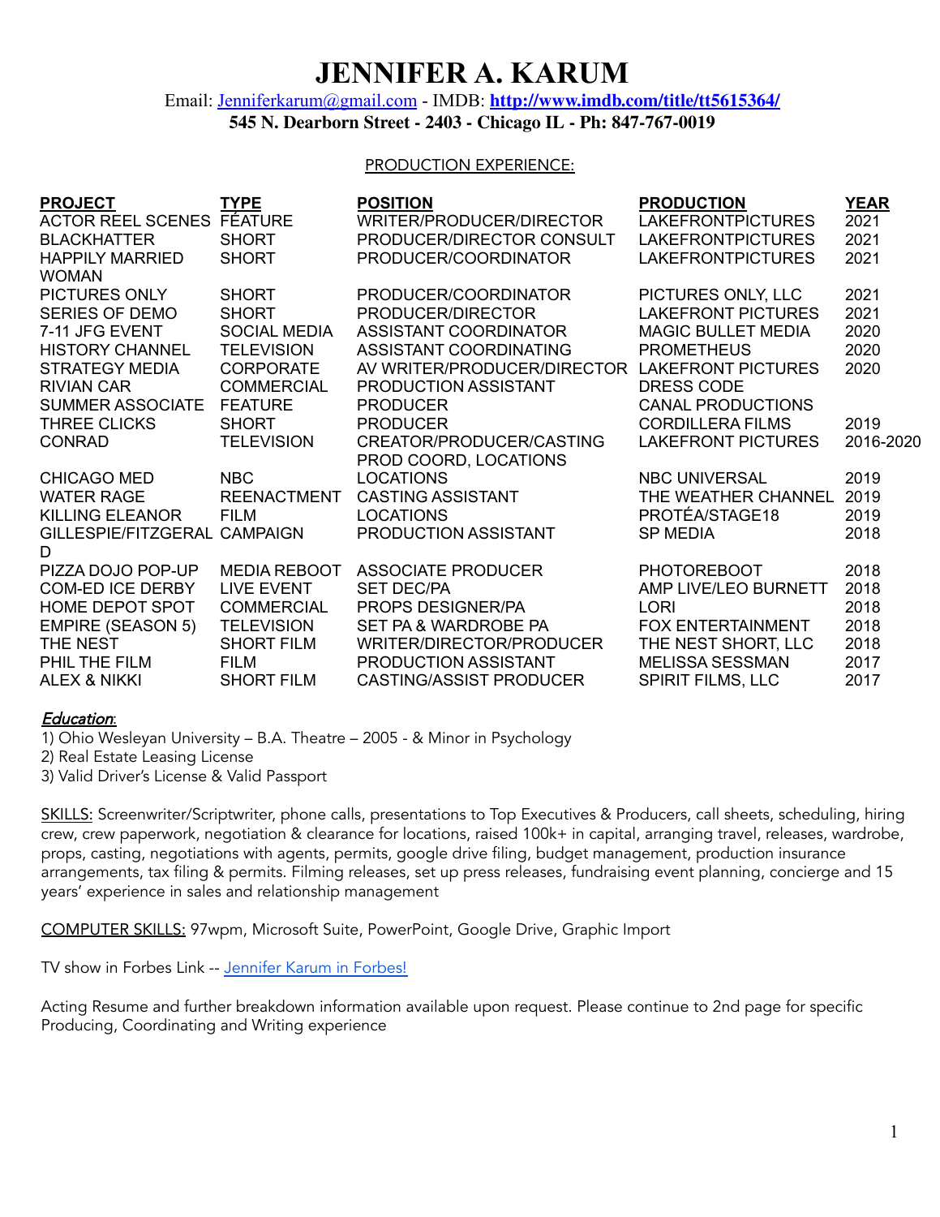# JENNIFER A. KARUM

Email: [Jenniferkarum@gmail.com](mailto:Jenniferkarum@gmail.com) - IMDB: **[http://www.imdb.com/title/tt5615364/](http://www.imdb.com/title/tt5615364/)**

**545 N. Dearborn Street - 2403 - Chicago IL - Ph: 847-767-0019**

## PRODUCTION EXPERIENCE:

| PROJECT | TYPE | POSITION | PRODUCTION | YEAR |
|---|---|---|---|---|
| ACTOR REEL SCENES | FEATURE | WRITER/PRODUCER/DIRECTOR | LAKEFRONTPICTURES | 2021 |
| BLACKHATTER | SHORT | PRODUCER/DIRECTOR CONSULT | LAKEFRONTPICTURES | 2021 |
| HAPPILY MARRIED WOMAN | SHORT | PRODUCER/COORDINATOR | LAKEFRONTPICTURES | 2021 |
| PICTURES ONLY | SHORT | PRODUCER/COORDINATOR | PICTURES ONLY, LLC | 2021 |
| SERIES OF DEMO | SHORT | PRODUCER/DIRECTOR | LAKEFRONT PICTURES | 2021 |
| 7-11 JFG EVENT | SOCIAL MEDIA | ASSISTANT COORDINATOR | MAGIC BULLET MEDIA | 2020 |
| HISTORY CHANNEL | TELEVISION | ASSISTANT COORDINATING | PROMETHEUS | 2020 |
| STRATEGY MEDIA | CORPORATE | AV WRITER/PRODUCER/DIRECTOR | LAKEFRONT PICTURES | 2020 |
| RIVIAN CAR | COMMERCIAL | PRODUCTION ASSISTANT | DRESS CODE | |
| SUMMER ASSOCIATE | FEATURE | PRODUCER | CANAL PRODUCTIONS | |
| THREE CLICKS | SHORT | PRODUCER | CORDILLERA FILMS | 2019 |
| CONRAD | TELEVISION | CREATOR/PRODUCER/CASTING PROD COORD, LOCATIONS | LAKEFRONT PICTURES | 2016-2020 |
| CHICAGO MED | NBC | LOCATIONS | NBC UNIVERSAL | 2019 |
| WATER RAGE | REENACTMENT | CASTING ASSISTANT | THE WEATHER CHANNEL | 2019 |
| KILLING ELEANOR | FILM | LOCATIONS | PROTÉA/STAGE18 | 2019 |
| GILLESPIE/FITZGERALD | CAMPAIGN | PRODUCTION ASSISTANT | SP MEDIA | 2018 |
| PIZZA DOJO POP-UP | MEDIA REBOOT | ASSOCIATE PRODUCER | PHOTOREBOOT | 2018 |
| COM-ED ICE DERBY | LIVE EVENT | SET DEC/PA | AMP LIVE/LEO BURNETT | 2018 |
| HOME DEPOT SPOT | COMMERCIAL | PROPS DESIGNER/PA | LORI | 2018 |
| EMPIRE (SEASON 5) | TELEVISION | SET PA & WARDROBE PA | FOX ENTERTAINMENT | 2018 |
| THE NEST | SHORT FILM | WRITER/DIRECTOR/PRODUCER | THE NEST SHORT, LLC | 2018 |
| PHIL THE FILM | FILM | PRODUCTION ASSISTANT | MELISSA SESSMAN | 2017 |
| ALEX & NIKKI | SHORT FILM | CASTING/ASSIST PRODUCER | SPIRIT FILMS, LLC | 2017 |

***Education***:

1) Ohio Wesleyan University – B.A. Theatre – 2005 - & Minor in Psychology
2) Real Estate Leasing License
3) Valid Driver's License & Valid Passport

SKILLS: Screenwriter/Scriptwriter, phone calls, presentations to Top Executives & Producers, call sheets, scheduling, hiring crew, crew paperwork, negotiation & clearance for locations, raised 100k+ in capital, arranging travel, releases, wardrobe, props, casting, negotiations with agents, permits, google drive filing, budget management, production insurance arrangements, tax filing & permits. Filming releases, set up press releases, fundraising event planning, concierge and 15 years' experience in sales and relationship management

COMPUTER SKILLS: 97wpm, Microsoft Suite, PowerPoint, Google Drive, Graphic Import

TV show in Forbes Link -- Jennifer Karum in Forbes!

Acting Resume and further breakdown information available upon request. Please continue to 2nd page for specific Producing, Coordinating and Writing experience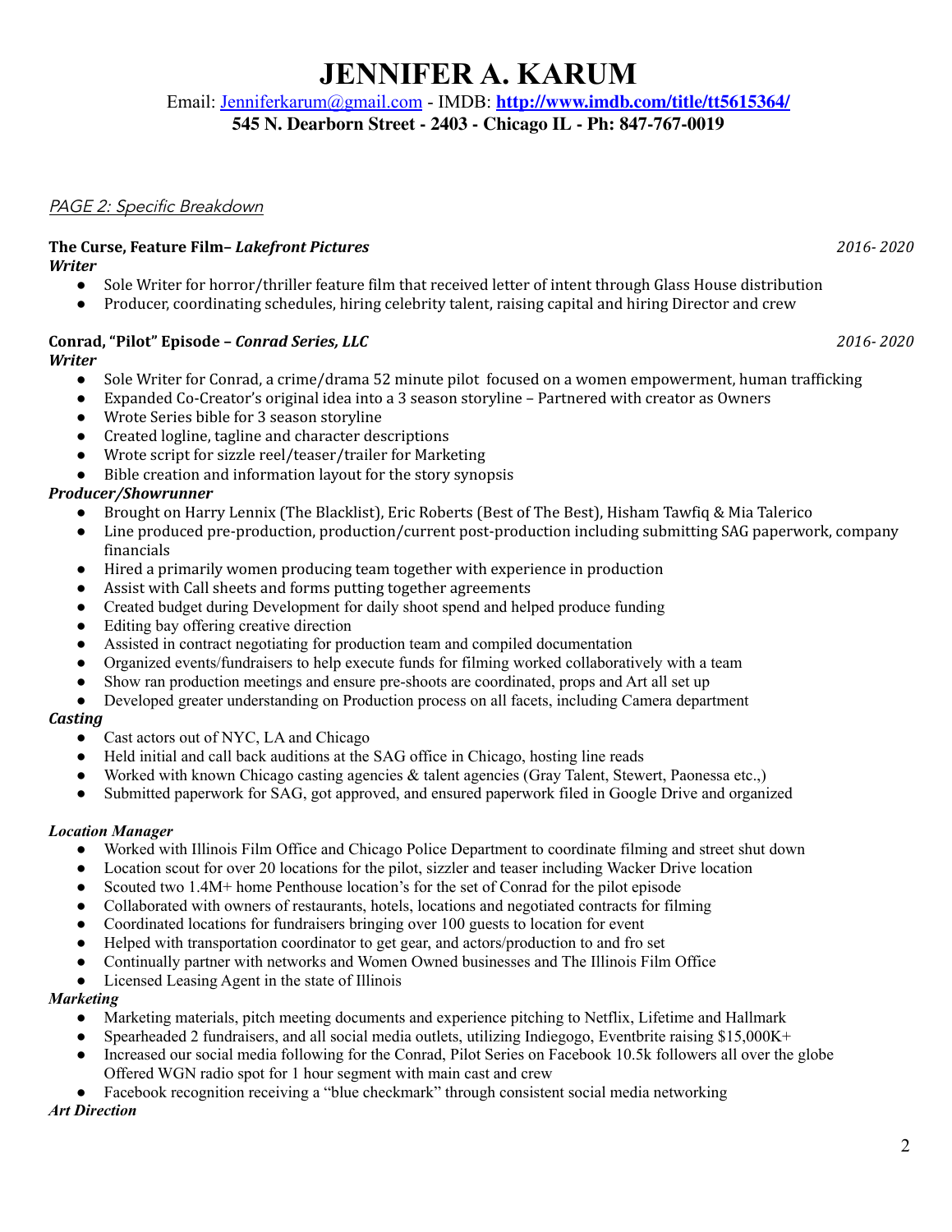# JENNIFER A. KARUM

Email: Jenniferkarum@gmail.com - IMDB: **http://www.imdb.com/title/tt5615364/**

**545 N. Dearborn Street - 2403 - Chicago IL - Ph: 847-767-0019**

*PAGE 2: Specific Breakdown*

**The Curse, Feature Film– *Lakefront Pictures*** *2016- 2020*

***Writer***

- Sole Writer for horror/thriller feature film that received letter of intent through Glass House distribution
- Producer, coordinating schedules, hiring celebrity talent, raising capital and hiring Director and crew

**Conrad, "Pilot" Episode – *Conrad Series, LLC*** *2016- 2020*

***Writer***

- Sole Writer for Conrad, a crime/drama 52 minute pilot focused on a women empowerment, human trafficking
- Expanded Co-Creator's original idea into a 3 season storyline – Partnered with creator as Owners
- Wrote Series bible for 3 season storyline
- Created logline, tagline and character descriptions
- Wrote script for sizzle reel/teaser/trailer for Marketing
- Bible creation and information layout for the story synopsis

***Producer/Showrunner***

- Brought on Harry Lennix (The Blacklist), Eric Roberts (Best of The Best), Hisham Tawfiq & Mia Talerico
- Line produced pre-production, production/current post-production including submitting SAG paperwork, company financials
- Hired a primarily women producing team together with experience in production
- Assist with Call sheets and forms putting together agreements
- Created budget during Development for daily shoot spend and helped produce funding
- Editing bay offering creative direction
- Assisted in contract negotiating for production team and compiled documentation
- Organized events/fundraisers to help execute funds for filming worked collaboratively with a team
- Show ran production meetings and ensure pre-shoots are coordinated, props and Art all set up
- Developed greater understanding on Production process on all facets, including Camera department

***Casting***

- Cast actors out of NYC, LA and Chicago
- Held initial and call back auditions at the SAG office in Chicago, hosting line reads
- Worked with known Chicago casting agencies & talent agencies (Gray Talent, Stewert, Paonessa etc.,)
- Submitted paperwork for SAG, got approved, and ensured paperwork filed in Google Drive and organized

***Location Manager***

- Worked with Illinois Film Office and Chicago Police Department to coordinate filming and street shut down
- Location scout for over 20 locations for the pilot, sizzler and teaser including Wacker Drive location
- Scouted two 1.4M+ home Penthouse location's for the set of Conrad for the pilot episode
- Collaborated with owners of restaurants, hotels, locations and negotiated contracts for filming
- Coordinated locations for fundraisers bringing over 100 guests to location for event
- Helped with transportation coordinator to get gear, and actors/production to and fro set
- Continually partner with networks and Women Owned businesses and The Illinois Film Office
- Licensed Leasing Agent in the state of Illinois

***Marketing***

- Marketing materials, pitch meeting documents and experience pitching to Netflix, Lifetime and Hallmark
- Spearheaded 2 fundraisers, and all social media outlets, utilizing Indiegogo, Eventbrite raising $15,000K+
- Increased our social media following for the Conrad, Pilot Series on Facebook 10.5k followers all over the globe Offered WGN radio spot for 1 hour segment with main cast and crew
- Facebook recognition receiving a "blue checkmark" through consistent social media networking

***Art Direction***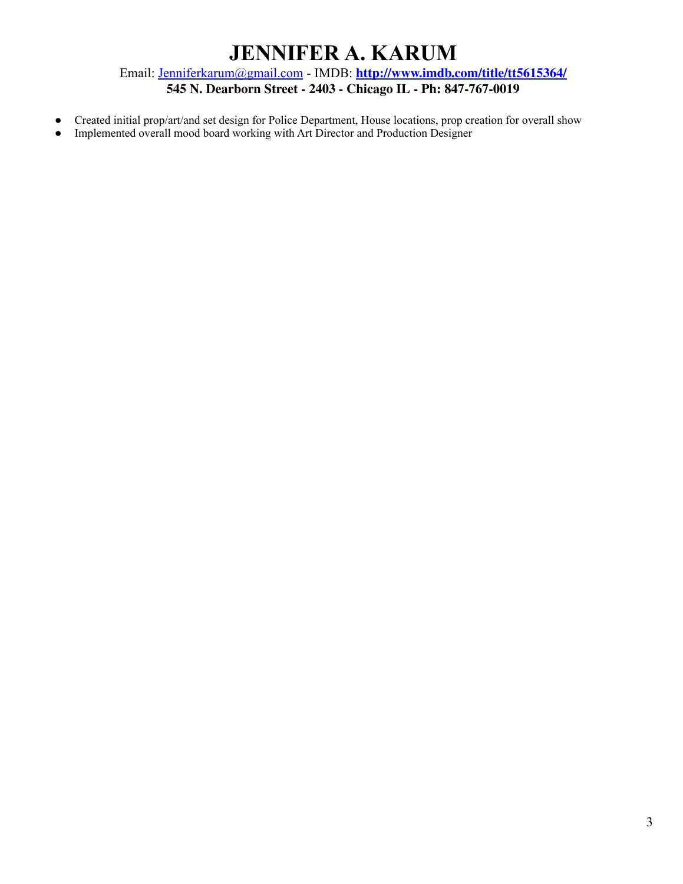- Created initial prop/art/and set design for Police Department, House locations, prop creation for overall show
- Implemented overall mood board working with Art Director and Production Designer